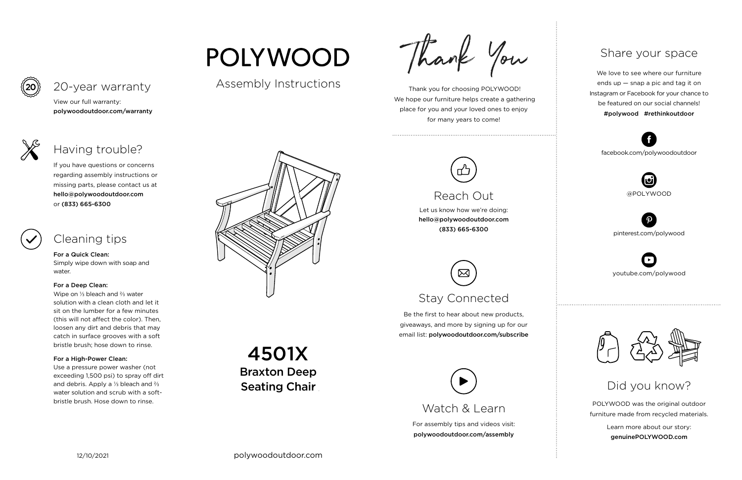# POLYWOOD

Assembly Instructions

# 4501X

**Braxton Deep Seating Chair**

## 20-year warranty

View our full warranty:
**polywoodoutdoor.com/warranty**

## Having trouble?

If you have questions or concerns regarding assembly instructions or missing parts, please contact us at **hello@polywoodoutdoor.com** or **(833) 665-6300**

## Cleaning tips

**For a Quick Clean:**
Simply wipe down with soap and water.

**For a Deep Clean:**
Wipe on ⅓ bleach and ⅔ water solution with a clean cloth and let it sit on the lumber for a few minutes (this will not affect the color). Then, loosen any dirt and debris that may catch in surface grooves with a soft bristle brush; hose down to rinse.

**For a High-Power Clean:**
Use a pressure power washer (not exceeding 1,500 psi) to spray off dirt and debris. Apply a ⅓ bleach and ⅔ water solution and scrub with a soft-bristle brush. Hose down to rinse.

12/10/2021

polywoodoutdoor.com

## Thank You

Thank you for choosing POLYWOOD! We hope our furniture helps create a gathering place for you and your loved ones to enjoy for many years to come!

## Reach Out

Let us know how we're doing:
**hello@polywoodoutdoor.com**
**(833) 665-6300**

## Stay Connected

Be the first to hear about new products, giveaways, and more by signing up for our email list: **polywoodoutdoor.com/subscribe**

## Watch & Learn

For assembly tips and videos visit:
**polywoodoutdoor.com/assembly**

## Share your space

We love to see where our furniture ends up — snap a pic and tag it on Instagram or Facebook for your chance to be featured on our social channels!
**#polywood #rethinkoutdoor**

facebook.com/polywoodoutdoor

@POLYWOOD

pinterest.com/polywood

youtube.com/polywood

## Did you know?

POLYWOOD was the original outdoor furniture made from recycled materials.

Learn more about our story:
**genuinePOLYWOOD.com**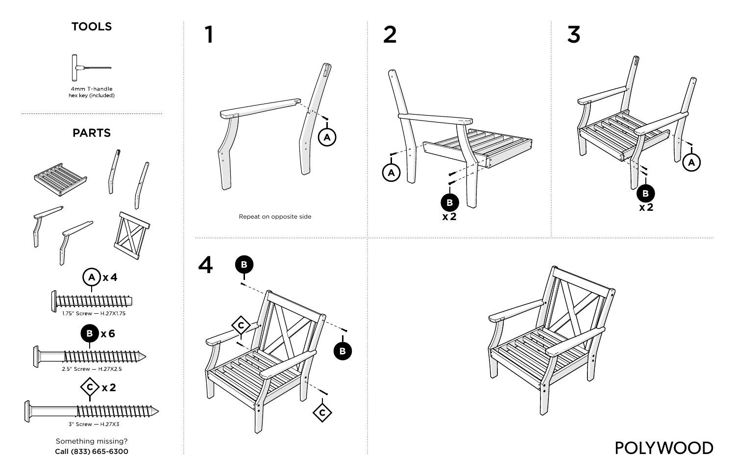## TOOLS

4mm T-handle hex key (included)

## PARTS

A x 4

1.75" Screw — H.27X1.75

B x 6

2.5" Screw — H.27X2.5

C x 2

3" Screw — H.27X3

Something missing?
**Call (833) 665-6300**

## 1

A

Repeat on opposite side

## 2

A

B
x 2

## 3

A

B
x 2

## 4

B

C

B

C

POLYWOOD